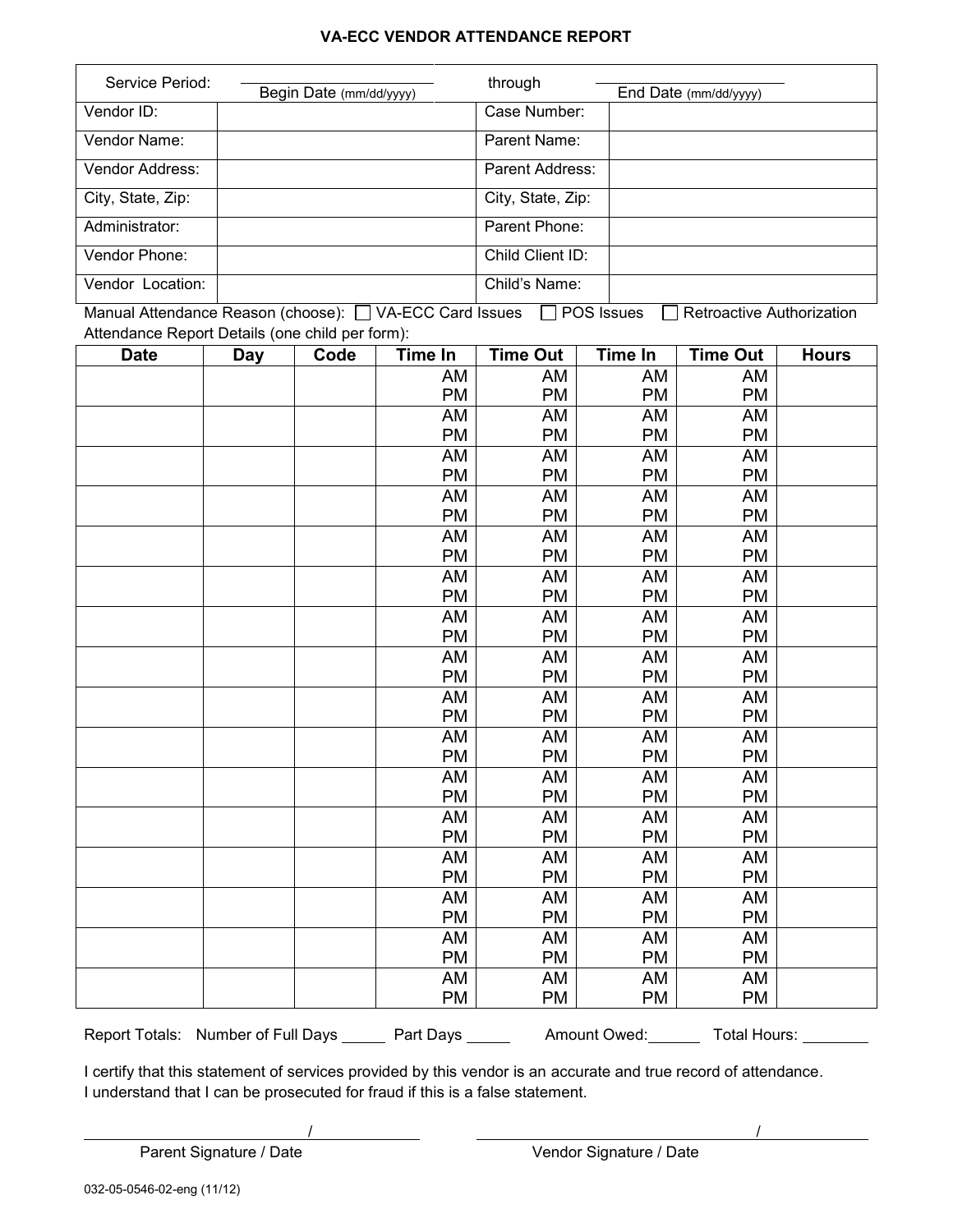# VA-ECC VENDOR ATTENDANCE REPORT

| Service Period: | ______________ Begin Date (mm/dd/yyyy) | through | ______________ End Date (mm/dd/yyyy) |
|---|---|---|---|
| Vendor ID: | | Case Number: | |
| Vendor Name: | | Parent Name: | |
| Vendor Address: | | Parent Address: | |
| City, State, Zip: | | City, State, Zip: | |
| Administrator: | | Parent Phone: | |
| Vendor Phone: | | Child Client ID: | |
| Vendor Location: | | Child's Name: | |

Manual Attendance Reason (choose): ☐ VA-ECC Card Issues ☐ POS Issues ☐ Retroactive Authorization

Attendance Report Details (one child per form):

| Date | Day | Code | Time In | Time Out | Time In | Time Out | Hours |
|---|---|---|---|---|---|---|---|
| | | | AM PM | AM PM | AM PM | AM PM | |
| | | | AM PM | AM PM | AM PM | AM PM | |
| | | | AM PM | AM PM | AM PM | AM PM | |
| | | | AM PM | AM PM | AM PM | AM PM | |
| | | | AM PM | AM PM | AM PM | AM PM | |
| | | | AM PM | AM PM | AM PM | AM PM | |
| | | | AM PM | AM PM | AM PM | AM PM | |
| | | | AM PM | AM PM | AM PM | AM PM | |
| | | | AM PM | AM PM | AM PM | AM PM | |
| | | | AM PM | AM PM | AM PM | AM PM | |
| | | | AM PM | AM PM | AM PM | AM PM | |
| | | | AM PM | AM PM | AM PM | AM PM | |
| | | | AM PM | AM PM | AM PM | AM PM | |
| | | | AM PM | AM PM | AM PM | AM PM | |
| | | | AM PM | AM PM | AM PM | AM PM | |
| | | | AM PM | AM PM | AM PM | AM PM | |

Report Totals: Number of Full Days _____ Part Days _____ Amount Owed: ______ Total Hours: ________

I certify that this statement of services provided by this vendor is an accurate and true record of attendance.
I understand that I can be prosecuted for fraud if this is a false statement.

______________________ / ____________ Parent Signature / Date

______________________ / ____________ Vendor Signature / Date

032-05-0546-02-eng (11/12)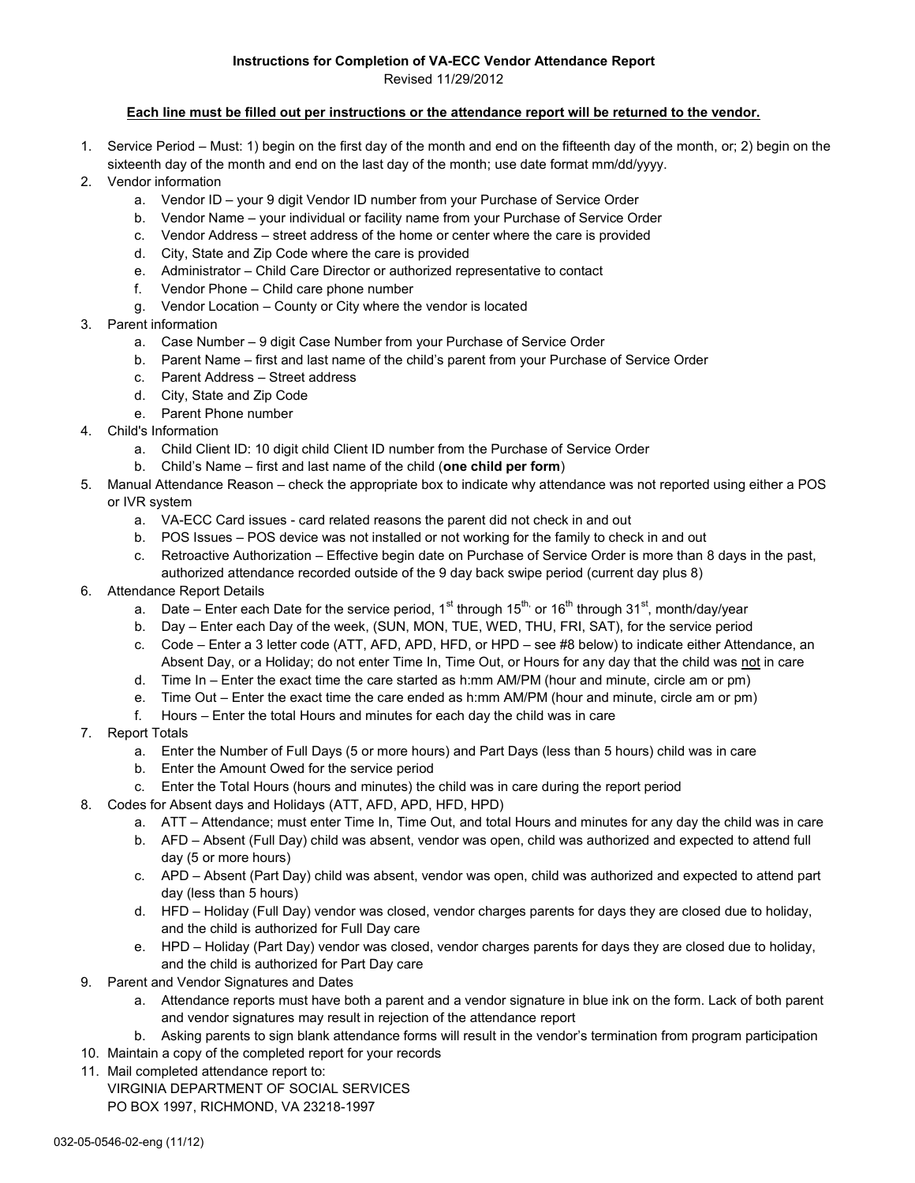**Instructions for Completion of VA-ECC Vendor Attendance Report**

Revised 11/29/2012

**<u>Each line must be filled out per instructions or the attendance report will be returned to the vendor.</u>**

1. Service Period – Must: 1) begin on the first day of the month and end on the fifteenth day of the month, or; 2) begin on the sixteenth day of the month and end on the last day of the month; use date format mm/dd/yyyy.
2. Vendor information
   a. Vendor ID – your 9 digit Vendor ID number from your Purchase of Service Order
   b. Vendor Name – your individual or facility name from your Purchase of Service Order
   c. Vendor Address – street address of the home or center where the care is provided
   d. City, State and Zip Code where the care is provided
   e. Administrator – Child Care Director or authorized representative to contact
   f. Vendor Phone – Child care phone number
   g. Vendor Location – County or City where the vendor is located
3. Parent information
   a. Case Number – 9 digit Case Number from your Purchase of Service Order
   b. Parent Name – first and last name of the child's parent from your Purchase of Service Order
   c. Parent Address – Street address
   d. City, State and Zip Code
   e. Parent Phone number
4. Child's Information
   a. Child Client ID: 10 digit child Client ID number from the Purchase of Service Order
   b. Child's Name – first and last name of the child (**one child per form**)
5. Manual Attendance Reason – check the appropriate box to indicate why attendance was not reported using either a POS or IVR system
   a. VA-ECC Card issues - card related reasons the parent did not check in and out
   b. POS Issues – POS device was not installed or not working for the family to check in and out
   c. Retroactive Authorization – Effective begin date on Purchase of Service Order is more than 8 days in the past, authorized attendance recorded outside of the 9 day back swipe period (current day plus 8)
6. Attendance Report Details
   a. Date – Enter each Date for the service period, 1st through 15th, or 16th through 31st, month/day/year
   b. Day – Enter each Day of the week, (SUN, MON, TUE, WED, THU, FRI, SAT), for the service period
   c. Code – Enter a 3 letter code (ATT, AFD, APD, HFD, or HPD – see #8 below) to indicate either Attendance, an Absent Day, or a Holiday; do not enter Time In, Time Out, or Hours for any day that the child was <u>not</u> in care
   d. Time In – Enter the exact time the care started as h:mm AM/PM (hour and minute, circle am or pm)
   e. Time Out – Enter the exact time the care ended as h:mm AM/PM (hour and minute, circle am or pm)
   f. Hours – Enter the total Hours and minutes for each day the child was in care
7. Report Totals
   a. Enter the Number of Full Days (5 or more hours) and Part Days (less than 5 hours) child was in care
   b. Enter the Amount Owed for the service period
   c. Enter the Total Hours (hours and minutes) the child was in care during the report period
8. Codes for Absent days and Holidays (ATT, AFD, APD, HFD, HPD)
   a. ATT – Attendance; must enter Time In, Time Out, and total Hours and minutes for any day the child was in care
   b. AFD – Absent (Full Day) child was absent, vendor was open, child was authorized and expected to attend full day (5 or more hours)
   c. APD – Absent (Part Day) child was absent, vendor was open, child was authorized and expected to attend part day (less than 5 hours)
   d. HFD – Holiday (Full Day) vendor was closed, vendor charges parents for days they are closed due to holiday, and the child is authorized for Full Day care
   e. HPD – Holiday (Part Day) vendor was closed, vendor charges parents for days they are closed due to holiday, and the child is authorized for Part Day care
9. Parent and Vendor Signatures and Dates
   a. Attendance reports must have both a parent and a vendor signature in blue ink on the form. Lack of both parent and vendor signatures may result in rejection of the attendance report
   b. Asking parents to sign blank attendance forms will result in the vendor's termination from program participation
10. Maintain a copy of the completed report for your records
11. Mail completed attendance report to:
    VIRGINIA DEPARTMENT OF SOCIAL SERVICES
    PO BOX 1997, RICHMOND, VA 23218-1997

032-05-0546-02-eng (11/12)